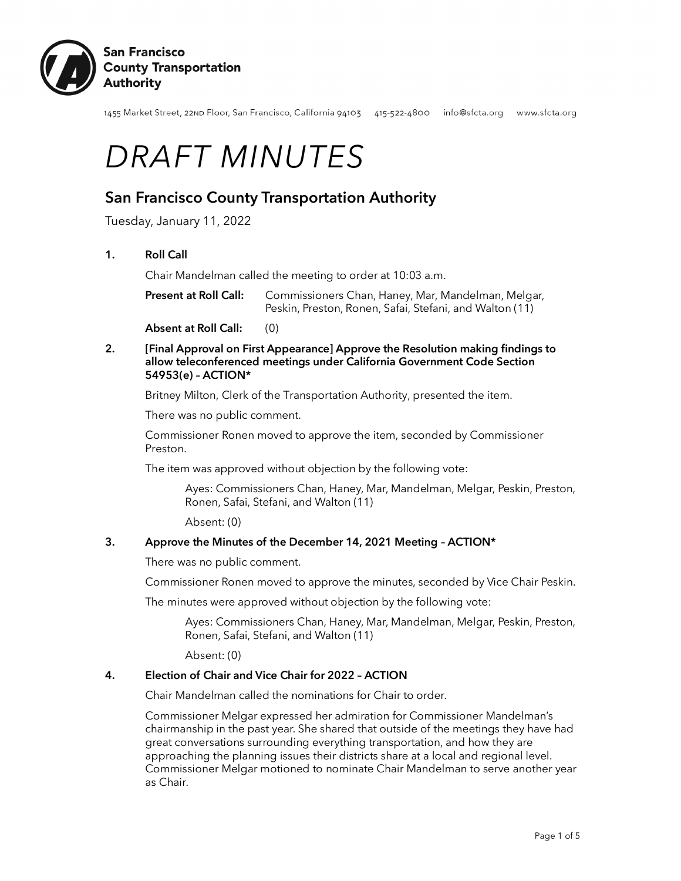San Francisco County Transportation Authority

1455 Market Street, 22ND Floor, San Francisco, California 94103    415-522-4800    info@sfcta.org    www.sfcta.org

# *DRAFT MINUTES*

## San Francisco County Transportation Authority

Tuesday, January 11, 2022

**1. Roll Call**

Chair Mandelman called the meeting to order at 10:03 a.m.

**Present at Roll Call:** Commissioners Chan, Haney, Mar, Mandelman, Melgar, Peskin, Preston, Ronen, Safai, Stefani, and Walton (11)

**Absent at Roll Call:** (0)

**2. [Final Approval on First Appearance] Approve the Resolution making findings to allow teleconferenced meetings under California Government Code Section 54953(e) – ACTION***

Britney Milton, Clerk of the Transportation Authority, presented the item.

There was no public comment.

Commissioner Ronen moved to approve the item, seconded by Commissioner Preston.

The item was approved without objection by the following vote:

> Ayes: Commissioners Chan, Haney, Mar, Mandelman, Melgar, Peskin, Preston, Ronen, Safai, Stefani, and Walton (11)
>
> Absent: (0)

**3. Approve the Minutes of the December 14, 2021 Meeting – ACTION***

There was no public comment.

Commissioner Ronen moved to approve the minutes, seconded by Vice Chair Peskin.

The minutes were approved without objection by the following vote:

> Ayes: Commissioners Chan, Haney, Mar, Mandelman, Melgar, Peskin, Preston, Ronen, Safai, Stefani, and Walton (11)
>
> Absent: (0)

**4. Election of Chair and Vice Chair for 2022 – ACTION**

Chair Mandelman called the nominations for Chair to order.

Commissioner Melgar expressed her admiration for Commissioner Mandelman's chairmanship in the past year. She shared that outside of the meetings they have had great conversations surrounding everything transportation, and how they are approaching the planning issues their districts share at a local and regional level. Commissioner Melgar motioned to nominate Chair Mandelman to serve another year as Chair.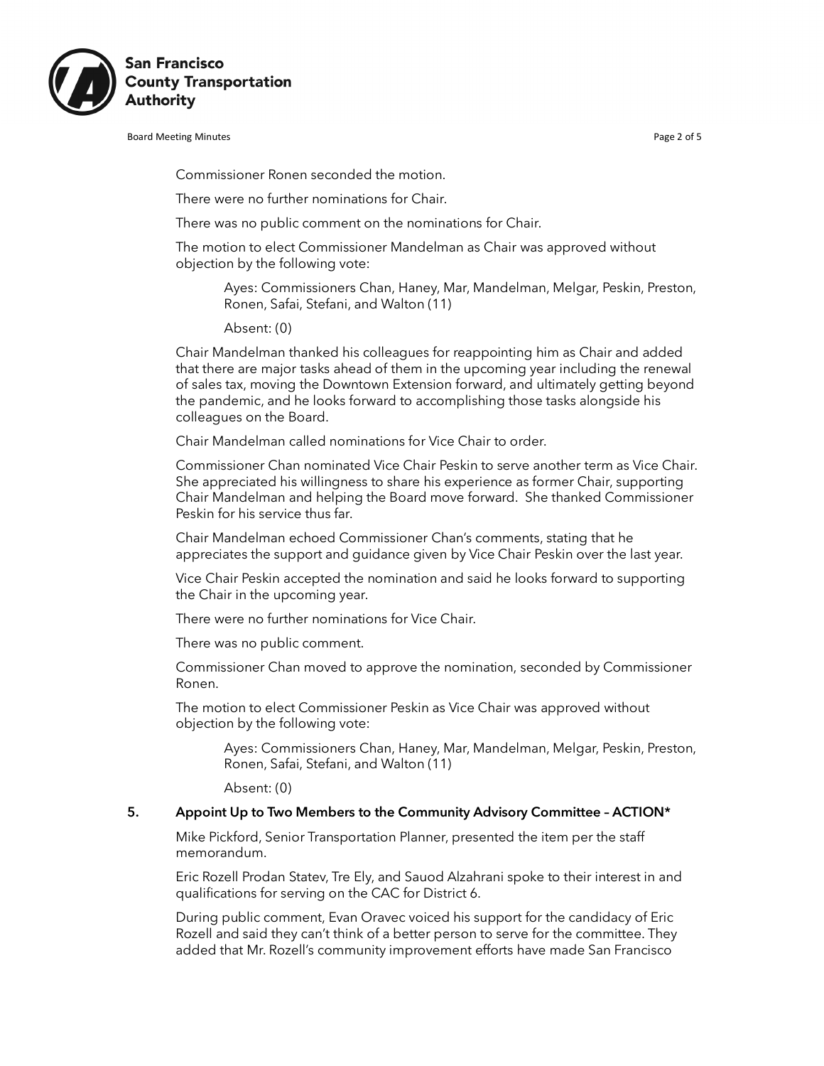Commissioner Ronen seconded the motion.

There were no further nominations for Chair.

There was no public comment on the nominations for Chair.

The motion to elect Commissioner Mandelman as Chair was approved without objection by the following vote:

> Ayes: Commissioners Chan, Haney, Mar, Mandelman, Melgar, Peskin, Preston, Ronen, Safai, Stefani, and Walton (11)
>
> Absent: (0)

Chair Mandelman thanked his colleagues for reappointing him as Chair and added that there are major tasks ahead of them in the upcoming year including the renewal of sales tax, moving the Downtown Extension forward, and ultimately getting beyond the pandemic, and he looks forward to accomplishing those tasks alongside his colleagues on the Board.

Chair Mandelman called nominations for Vice Chair to order.

Commissioner Chan nominated Vice Chair Peskin to serve another term as Vice Chair. She appreciated his willingness to share his experience as former Chair, supporting Chair Mandelman and helping the Board move forward. She thanked Commissioner Peskin for his service thus far.

Chair Mandelman echoed Commissioner Chan's comments, stating that he appreciates the support and guidance given by Vice Chair Peskin over the last year.

Vice Chair Peskin accepted the nomination and said he looks forward to supporting the Chair in the upcoming year.

There were no further nominations for Vice Chair.

There was no public comment.

Commissioner Chan moved to approve the nomination, seconded by Commissioner Ronen.

The motion to elect Commissioner Peskin as Vice Chair was approved without objection by the following vote:

> Ayes: Commissioners Chan, Haney, Mar, Mandelman, Melgar, Peskin, Preston, Ronen, Safai, Stefani, and Walton (11)
>
> Absent: (0)

## 5. Appoint Up to Two Members to the Community Advisory Committee – ACTION*

Mike Pickford, Senior Transportation Planner, presented the item per the staff memorandum.

Eric Rozell Prodan Statev, Tre Ely, and Sauod Alzahrani spoke to their interest in and qualifications for serving on the CAC for District 6.

During public comment, Evan Oravec voiced his support for the candidacy of Eric Rozell and said they can't think of a better person to serve for the committee. They added that Mr. Rozell's community improvement efforts have made San Francisco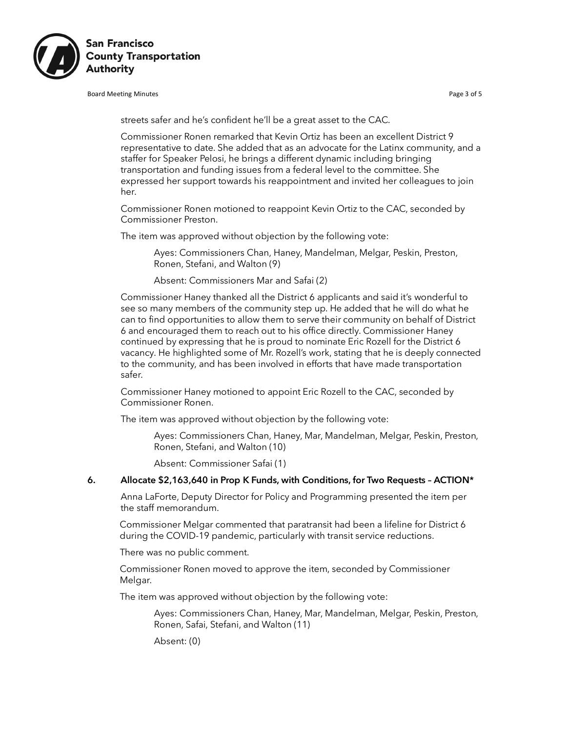streets safer and he's confident he'll be a great asset to the CAC.

Commissioner Ronen remarked that Kevin Ortiz has been an excellent District 9 representative to date. She added that as an advocate for the Latinx community, and a staffer for Speaker Pelosi, he brings a different dynamic including bringing transportation and funding issues from a federal level to the committee. She expressed her support towards his reappointment and invited her colleagues to join her.

Commissioner Ronen motioned to reappoint Kevin Ortiz to the CAC, seconded by Commissioner Preston.

The item was approved without objection by the following vote:

> Ayes: Commissioners Chan, Haney, Mandelman, Melgar, Peskin, Preston, Ronen, Stefani, and Walton (9)
>
> Absent: Commissioners Mar and Safai (2)

Commissioner Haney thanked all the District 6 applicants and said it's wonderful to see so many members of the community step up. He added that he will do what he can to find opportunities to allow them to serve their community on behalf of District 6 and encouraged them to reach out to his office directly. Commissioner Haney continued by expressing that he is proud to nominate Eric Rozell for the District 6 vacancy. He highlighted some of Mr. Rozell's work, stating that he is deeply connected to the community, and has been involved in efforts that have made transportation safer.

Commissioner Haney motioned to appoint Eric Rozell to the CAC, seconded by Commissioner Ronen.

The item was approved without objection by the following vote:

> Ayes: Commissioners Chan, Haney, Mar, Mandelman, Melgar, Peskin, Preston, Ronen, Stefani, and Walton (10)
>
> Absent: Commissioner Safai (1)

**6. Allocate $2,163,640 in Prop K Funds, with Conditions, for Two Requests – ACTION***

Anna LaForte, Deputy Director for Policy and Programming presented the item per the staff memorandum.

Commissioner Melgar commented that paratransit had been a lifeline for District 6 during the COVID-19 pandemic, particularly with transit service reductions.

There was no public comment.

Commissioner Ronen moved to approve the item, seconded by Commissioner Melgar.

The item was approved without objection by the following vote:

> Ayes: Commissioners Chan, Haney, Mar, Mandelman, Melgar, Peskin, Preston, Ronen, Safai, Stefani, and Walton (11)
>
> Absent: (0)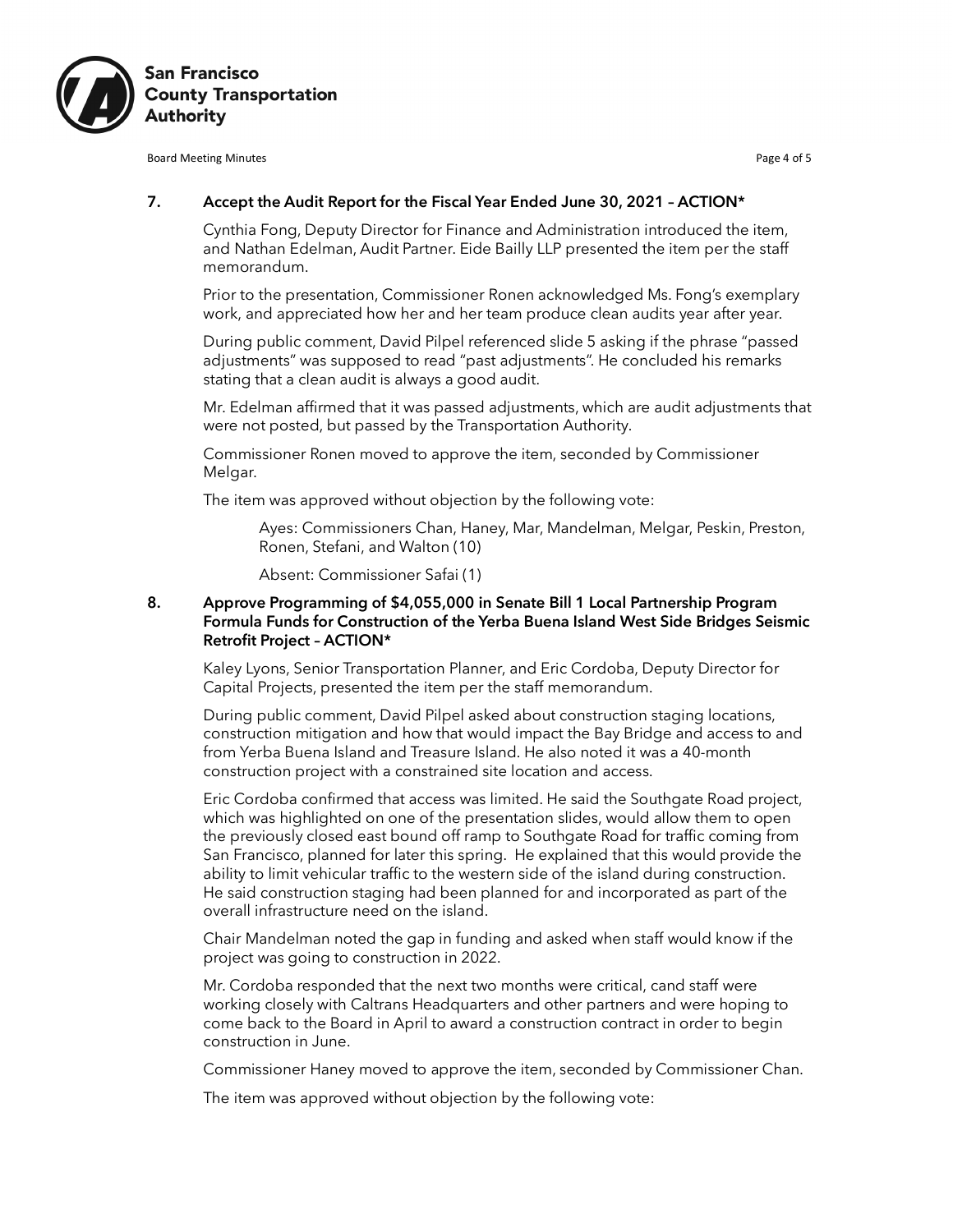**7. Accept the Audit Report for the Fiscal Year Ended June 30, 2021 – ACTION***

Cynthia Fong, Deputy Director for Finance and Administration introduced the item, and Nathan Edelman, Audit Partner. Eide Bailly LLP presented the item per the staff memorandum.

Prior to the presentation, Commissioner Ronen acknowledged Ms. Fong's exemplary work, and appreciated how her and her team produce clean audits year after year.

During public comment, David Pilpel referenced slide 5 asking if the phrase "passed adjustments" was supposed to read "past adjustments". He concluded his remarks stating that a clean audit is always a good audit.

Mr. Edelman affirmed that it was passed adjustments, which are audit adjustments that were not posted, but passed by the Transportation Authority.

Commissioner Ronen moved to approve the item, seconded by Commissioner Melgar.

The item was approved without objection by the following vote:

> Ayes: Commissioners Chan, Haney, Mar, Mandelman, Melgar, Peskin, Preston, Ronen, Stefani, and Walton (10)
>
> Absent: Commissioner Safai (1)

**8. Approve Programming of $4,055,000 in Senate Bill 1 Local Partnership Program Formula Funds for Construction of the Yerba Buena Island West Side Bridges Seismic Retrofit Project – ACTION***

Kaley Lyons, Senior Transportation Planner, and Eric Cordoba, Deputy Director for Capital Projects, presented the item per the staff memorandum.

During public comment, David Pilpel asked about construction staging locations, construction mitigation and how that would impact the Bay Bridge and access to and from Yerba Buena Island and Treasure Island. He also noted it was a 40-month construction project with a constrained site location and access.

Eric Cordoba confirmed that access was limited. He said the Southgate Road project, which was highlighted on one of the presentation slides, would allow them to open the previously closed east bound off ramp to Southgate Road for traffic coming from San Francisco, planned for later this spring. He explained that this would provide the ability to limit vehicular traffic to the western side of the island during construction. He said construction staging had been planned for and incorporated as part of the overall infrastructure need on the island.

Chair Mandelman noted the gap in funding and asked when staff would know if the project was going to construction in 2022.

Mr. Cordoba responded that the next two months were critical, cand staff were working closely with Caltrans Headquarters and other partners and were hoping to come back to the Board in April to award a construction contract in order to begin construction in June.

Commissioner Haney moved to approve the item, seconded by Commissioner Chan.

The item was approved without objection by the following vote: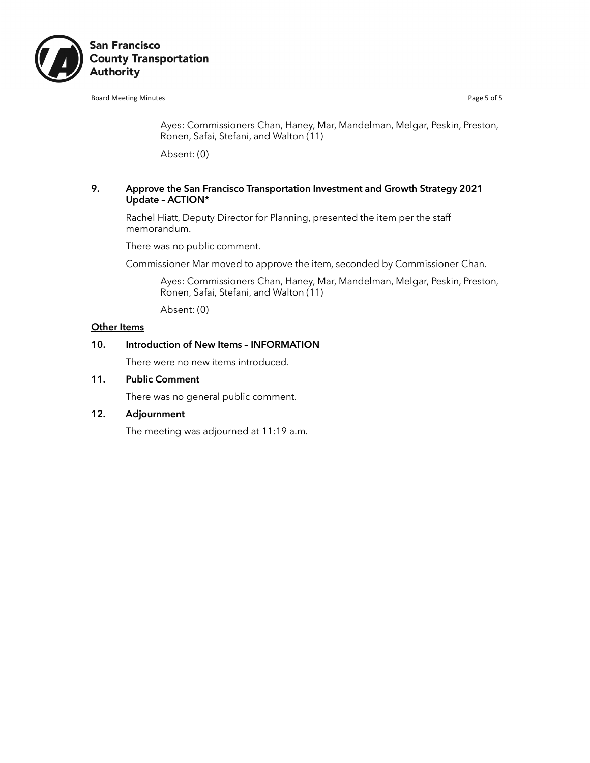Ayes: Commissioners Chan, Haney, Mar, Mandelman, Melgar, Peskin, Preston, Ronen, Safai, Stefani, and Walton (11)

Absent: (0)

**9. Approve the San Francisco Transportation Investment and Growth Strategy 2021 Update – ACTION***

Rachel Hiatt, Deputy Director for Planning, presented the item per the staff memorandum.

There was no public comment.

Commissioner Mar moved to approve the item, seconded by Commissioner Chan.

Ayes: Commissioners Chan, Haney, Mar, Mandelman, Melgar, Peskin, Preston, Ronen, Safai, Stefani, and Walton (11)

Absent: (0)

## Other Items

**10. Introduction of New Items – INFORMATION**

There were no new items introduced.

**11. Public Comment**

There was no general public comment.

**12. Adjournment**

The meeting was adjourned at 11:19 a.m.